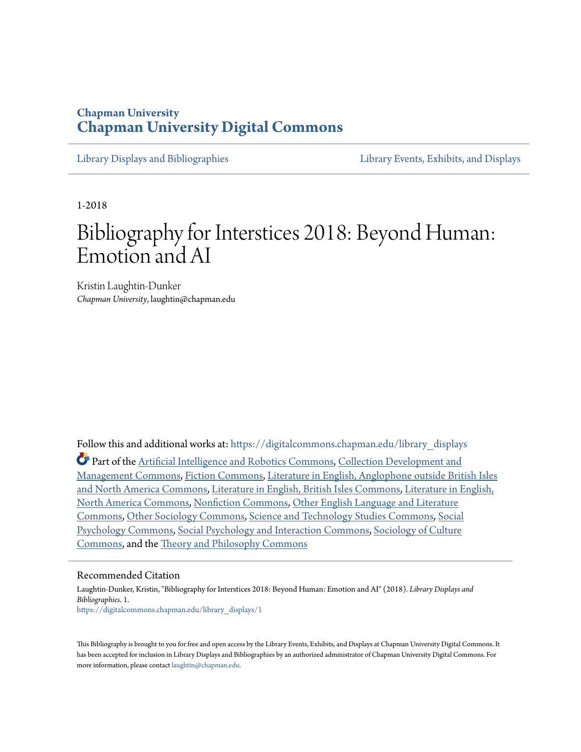Chapman University

# Chapman University Digital Commons

Library Displays and Bibliographies | Library Events, Exhibits, and Displays

1-2018

# Bibliography for Interstices 2018: Beyond Human: Emotion and AI

Kristin Laughtin-Dunker
*Chapman University*, laughtin@chapman.edu

Follow this and additional works at: https://digitalcommons.chapman.edu/library_displays

Part of the Artificial Intelligence and Robotics Commons, Collection Development and Management Commons, Fiction Commons, Literature in English, Anglophone outside British Isles and North America Commons, Literature in English, British Isles Commons, Literature in English, North America Commons, Nonfiction Commons, Other English Language and Literature Commons, Other Sociology Commons, Science and Technology Studies Commons, Social Psychology Commons, Social Psychology and Interaction Commons, Sociology of Culture Commons, and the Theory and Philosophy Commons

## Recommended Citation

Laughtin-Dunker, Kristin, "Bibliography for Interstices 2018: Beyond Human: Emotion and AI" (2018). *Library Displays and Bibliographies*. 1.
https://digitalcommons.chapman.edu/library_displays/1

This Bibliography is brought to you for free and open access by the Library Events, Exhibits, and Displays at Chapman University Digital Commons. It has been accepted for inclusion in Library Displays and Bibliographies by an authorized administrator of Chapman University Digital Commons. For more information, please contact laughtin@chapman.edu.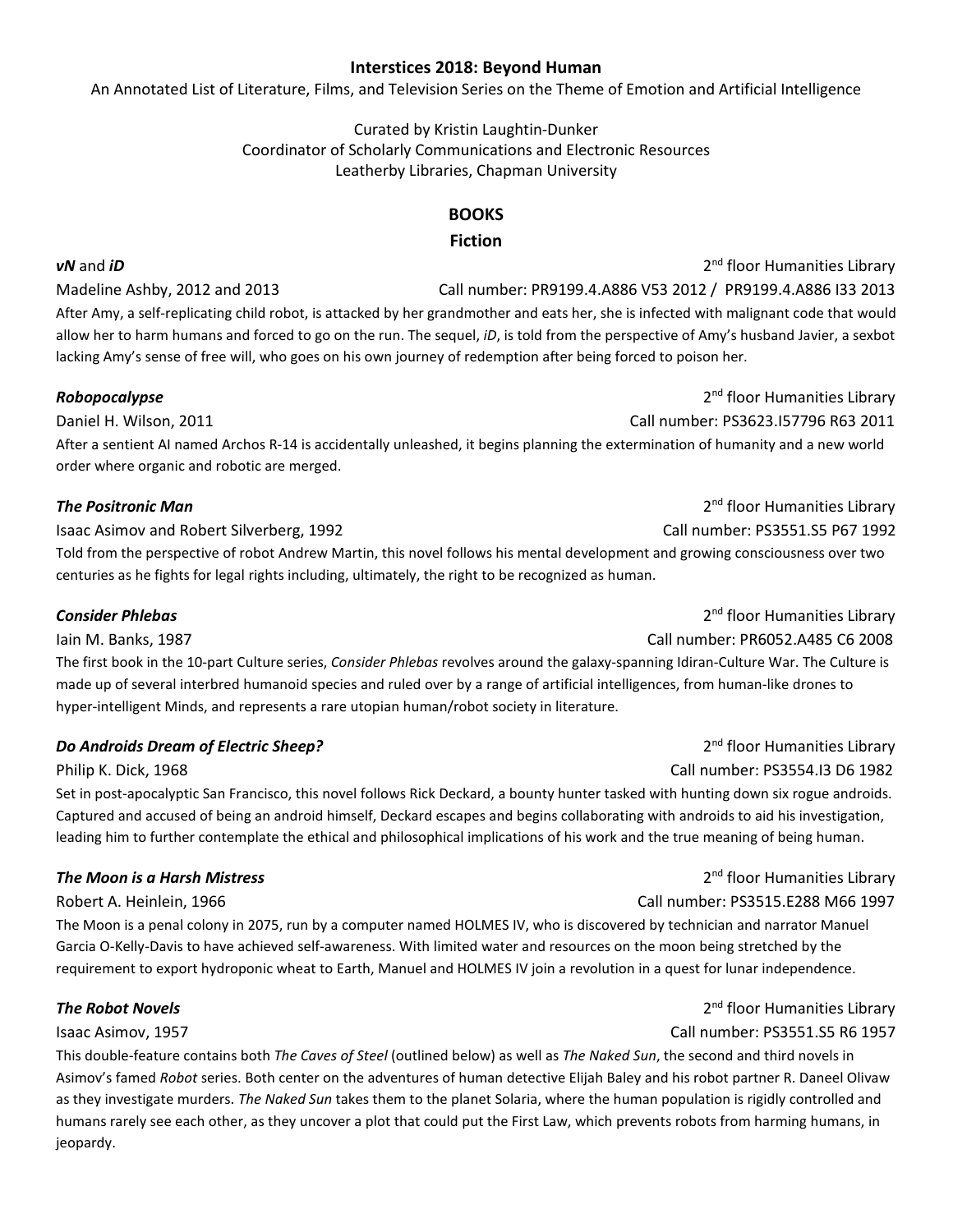**Interstices 2018: Beyond Human**

An Annotated List of Literature, Films, and Television Series on the Theme of Emotion and Artificial Intelligence

Curated by Kristin Laughtin-Dunker
Coordinator of Scholarly Communications and Electronic Resources
Leatherby Libraries, Chapman University

## BOOKS

### Fiction

***vN*** **and** ***iD*** — 2nd floor Humanities Library
Madeline Ashby, 2012 and 2013 — Call number: PR9199.4.A886 V53 2012 / PR9199.4.A886 I33 2013

After Amy, a self-replicating child robot, is attacked by her grandmother and eats her, she is infected with malignant code that would allow her to harm humans and forced to go on the run. The sequel, *iD*, is told from the perspective of Amy's husband Javier, a sexbot lacking Amy's sense of free will, who goes on his own journey of redemption after being forced to poison her.

***Robopocalypse*** — 2nd floor Humanities Library
Daniel H. Wilson, 2011 — Call number: PS3623.I57796 R63 2011

After a sentient AI named Archos R-14 is accidentally unleashed, it begins planning the extermination of humanity and a new world order where organic and robotic are merged.

***The Positronic Man*** — 2nd floor Humanities Library
Isaac Asimov and Robert Silverberg, 1992 — Call number: PS3551.S5 P67 1992

Told from the perspective of robot Andrew Martin, this novel follows his mental development and growing consciousness over two centuries as he fights for legal rights including, ultimately, the right to be recognized as human.

***Consider Phlebas*** — 2nd floor Humanities Library
Iain M. Banks, 1987 — Call number: PR6052.A485 C6 2008

The first book in the 10-part Culture series, *Consider Phlebas* revolves around the galaxy-spanning Idiran-Culture War. The Culture is made up of several interbred humanoid species and ruled over by a range of artificial intelligences, from human-like drones to hyper-intelligent Minds, and represents a rare utopian human/robot society in literature.

***Do Androids Dream of Electric Sheep?*** — 2nd floor Humanities Library
Philip K. Dick, 1968 — Call number: PS3554.I3 D6 1982

Set in post-apocalyptic San Francisco, this novel follows Rick Deckard, a bounty hunter tasked with hunting down six rogue androids. Captured and accused of being an android himself, Deckard escapes and begins collaborating with androids to aid his investigation, leading him to further contemplate the ethical and philosophical implications of his work and the true meaning of being human.

***The Moon is a Harsh Mistress*** — 2nd floor Humanities Library
Robert A. Heinlein, 1966 — Call number: PS3515.E288 M66 1997

The Moon is a penal colony in 2075, run by a computer named HOLMES IV, who is discovered by technician and narrator Manuel Garcia O-Kelly-Davis to have achieved self-awareness. With limited water and resources on the moon being stretched by the requirement to export hydroponic wheat to Earth, Manuel and HOLMES IV join a revolution in a quest for lunar independence.

***The Robot Novels*** — 2nd floor Humanities Library
Isaac Asimov, 1957 — Call number: PS3551.S5 R6 1957

This double-feature contains both *The Caves of Steel* (outlined below) as well as *The Naked Sun*, the second and third novels in Asimov's famed *Robot* series. Both center on the adventures of human detective Elijah Baley and his robot partner R. Daneel Olivaw as they investigate murders. *The Naked Sun* takes them to the planet Solaria, where the human population is rigidly controlled and humans rarely see each other, as they uncover a plot that could put the First Law, which prevents robots from harming humans, in jeopardy.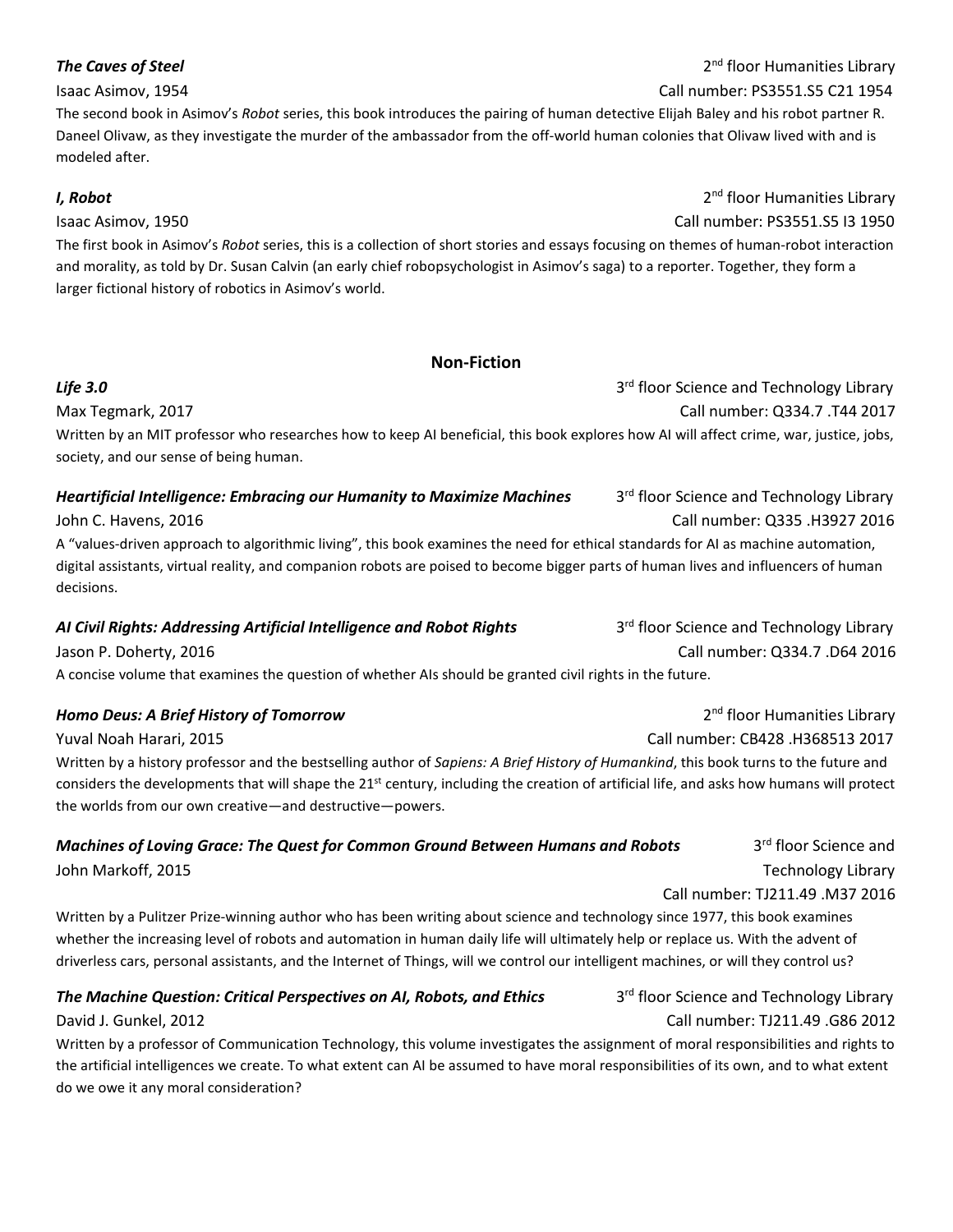***The Caves of Steel***
2nd floor Humanities Library
Isaac Asimov, 1954
Call number: PS3551.S5 C21 1954

The second book in Asimov's *Robot* series, this book introduces the pairing of human detective Elijah Baley and his robot partner R. Daneel Olivaw, as they investigate the murder of the ambassador from the off-world human colonies that Olivaw lived with and is modeled after.

***I, Robot***
2nd floor Humanities Library
Isaac Asimov, 1950
Call number: PS3551.S5 I3 1950

The first book in Asimov's *Robot* series, this is a collection of short stories and essays focusing on themes of human-robot interaction and morality, as told by Dr. Susan Calvin (an early chief robopsychologist in Asimov's saga) to a reporter. Together, they form a larger fictional history of robotics in Asimov's world.

## Non-Fiction

***Life 3.0***
3rd floor Science and Technology Library
Max Tegmark, 2017
Call number: Q334.7 .T44 2017

Written by an MIT professor who researches how to keep AI beneficial, this book explores how AI will affect crime, war, justice, jobs, society, and our sense of being human.

***Heartificial Intelligence: Embracing our Humanity to Maximize Machines***
3rd floor Science and Technology Library
John C. Havens, 2016
Call number: Q335 .H3927 2016

A "values-driven approach to algorithmic living", this book examines the need for ethical standards for AI as machine automation, digital assistants, virtual reality, and companion robots are poised to become bigger parts of human lives and influencers of human decisions.

***AI Civil Rights: Addressing Artificial Intelligence and Robot Rights***
3rd floor Science and Technology Library
Jason P. Doherty, 2016
Call number: Q334.7 .D64 2016

A concise volume that examines the question of whether AIs should be granted civil rights in the future.

***Homo Deus: A Brief History of Tomorrow***
2nd floor Humanities Library
Yuval Noah Harari, 2015
Call number: CB428 .H368513 2017

Written by a history professor and the bestselling author of *Sapiens: A Brief History of Humankind*, this book turns to the future and considers the developments that will shape the 21st century, including the creation of artificial life, and asks how humans will protect the worlds from our own creative—and destructive—powers.

***Machines of Loving Grace: The Quest for Common Ground Between Humans and Robots***
3rd floor Science and Technology Library
John Markoff, 2015
Call number: TJ211.49 .M37 2016

Written by a Pulitzer Prize-winning author who has been writing about science and technology since 1977, this book examines whether the increasing level of robots and automation in human daily life will ultimately help or replace us. With the advent of driverless cars, personal assistants, and the Internet of Things, will we control our intelligent machines, or will they control us?

***The Machine Question: Critical Perspectives on AI, Robots, and Ethics***
3rd floor Science and Technology Library
David J. Gunkel, 2012
Call number: TJ211.49 .G86 2012

Written by a professor of Communication Technology, this volume investigates the assignment of moral responsibilities and rights to the artificial intelligences we create. To what extent can AI be assumed to have moral responsibilities of its own, and to what extent do we owe it any moral consideration?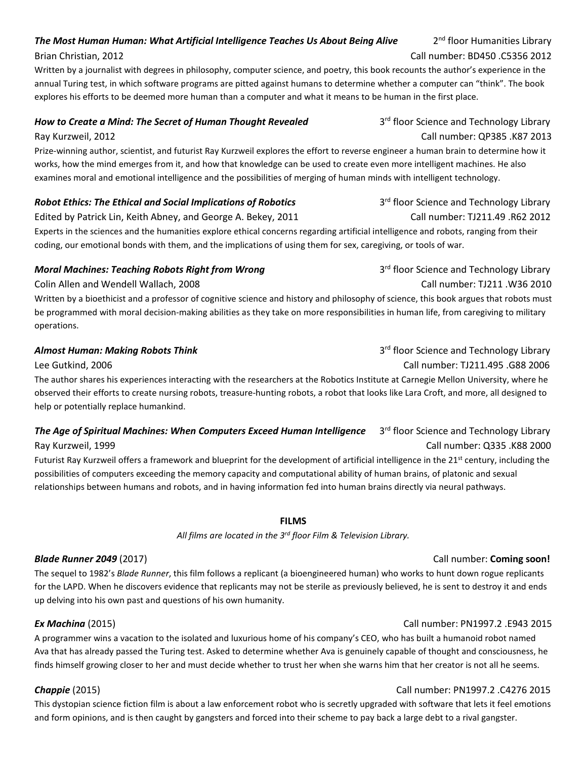***The Most Human Human: What Artificial Intelligence Teaches Us About Being Alive*** — 2nd floor Humanities Library
Brian Christian, 2012 — Call number: BD450 .C5356 2012

Written by a journalist with degrees in philosophy, computer science, and poetry, this book recounts the author's experience in the annual Turing test, in which software programs are pitted against humans to determine whether a computer can "think". The book explores his efforts to be deemed more human than a computer and what it means to be human in the first place.

***How to Create a Mind: The Secret of Human Thought Revealed*** — 3rd floor Science and Technology Library
Ray Kurzweil, 2012 — Call number: QP385 .K87 2013

Prize-winning author, scientist, and futurist Ray Kurzweil explores the effort to reverse engineer a human brain to determine how it works, how the mind emerges from it, and how that knowledge can be used to create even more intelligent machines. He also examines moral and emotional intelligence and the possibilities of merging of human minds with intelligent technology.

***Robot Ethics: The Ethical and Social Implications of Robotics*** — 3rd floor Science and Technology Library
Edited by Patrick Lin, Keith Abney, and George A. Bekey, 2011 — Call number: TJ211.49 .R62 2012

Experts in the sciences and the humanities explore ethical concerns regarding artificial intelligence and robots, ranging from their coding, our emotional bonds with them, and the implications of using them for sex, caregiving, or tools of war.

***Moral Machines: Teaching Robots Right from Wrong*** — 3rd floor Science and Technology Library
Colin Allen and Wendell Wallach, 2008 — Call number: TJ211 .W36 2010

Written by a bioethicist and a professor of cognitive science and history and philosophy of science, this book argues that robots must be programmed with moral decision-making abilities as they take on more responsibilities in human life, from caregiving to military operations.

***Almost Human: Making Robots Think*** — 3rd floor Science and Technology Library
Lee Gutkind, 2006 — Call number: TJ211.495 .G88 2006

The author shares his experiences interacting with the researchers at the Robotics Institute at Carnegie Mellon University, where he observed their efforts to create nursing robots, treasure-hunting robots, a robot that looks like Lara Croft, and more, all designed to help or potentially replace humankind.

***The Age of Spiritual Machines: When Computers Exceed Human Intelligence*** — 3rd floor Science and Technology Library
Ray Kurzweil, 1999 — Call number: Q335 .K88 2000

Futurist Ray Kurzweil offers a framework and blueprint for the development of artificial intelligence in the 21st century, including the possibilities of computers exceeding the memory capacity and computational ability of human brains, of platonic and sexual relationships between humans and robots, and in having information fed into human brains directly via neural pathways.

## FILMS

*All films are located in the 3rd floor Film & Television Library.*

***Blade Runner 2049*** (2017) — Call number: **Coming soon!**

The sequel to 1982's *Blade Runner*, this film follows a replicant (a bioengineered human) who works to hunt down rogue replicants for the LAPD. When he discovers evidence that replicants may not be sterile as previously believed, he is sent to destroy it and ends up delving into his own past and questions of his own humanity.

***Ex Machina*** (2015) — Call number: PN1997.2 .E943 2015

A programmer wins a vacation to the isolated and luxurious home of his company's CEO, who has built a humanoid robot named Ava that has already passed the Turing test. Asked to determine whether Ava is genuinely capable of thought and consciousness, he finds himself growing closer to her and must decide whether to trust her when she warns him that her creator is not all he seems.

***Chappie*** (2015) — Call number: PN1997.2 .C4276 2015

This dystopian science fiction film is about a law enforcement robot who is secretly upgraded with software that lets it feel emotions and form opinions, and is then caught by gangsters and forced into their scheme to pay back a large debt to a rival gangster.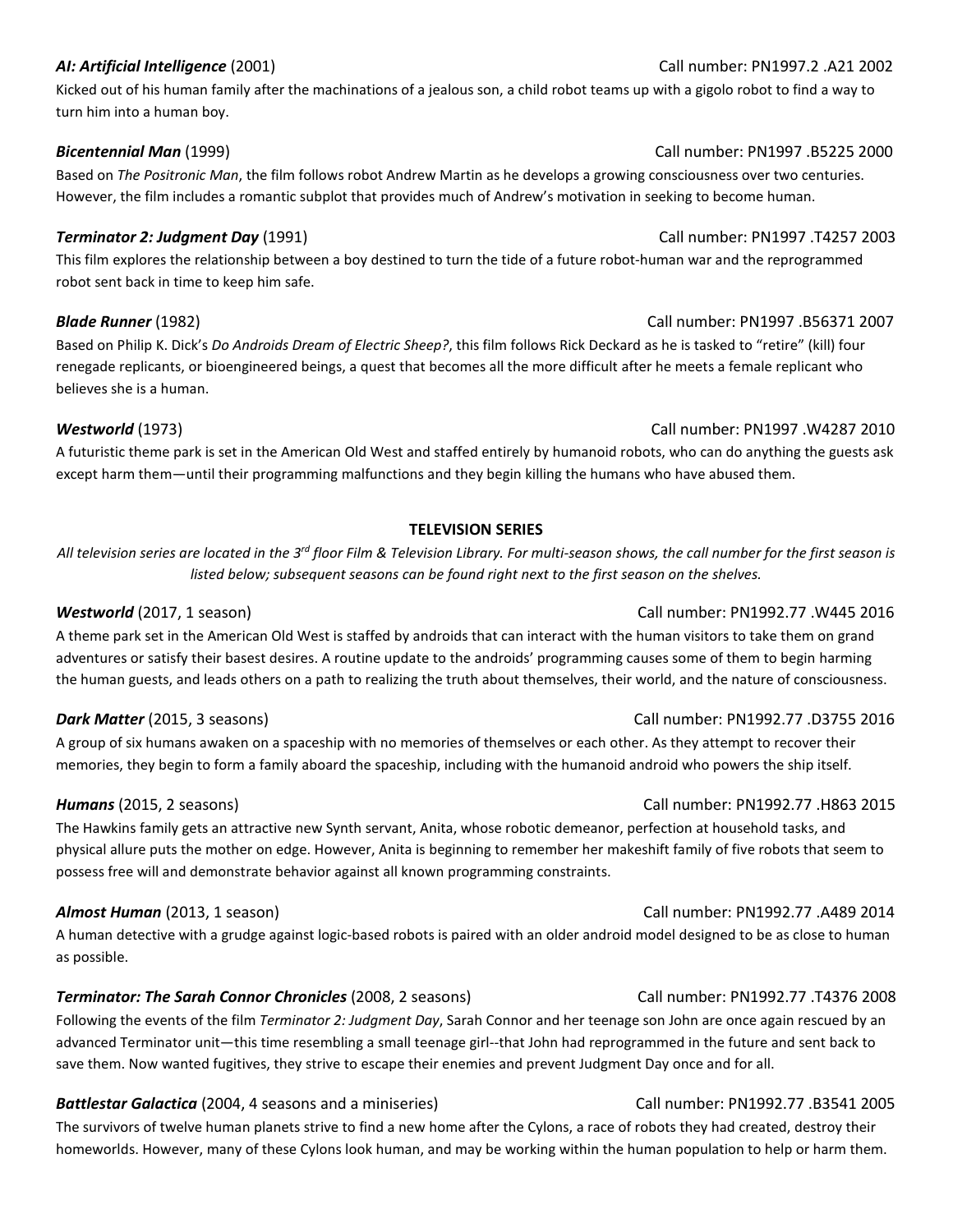***AI: Artificial Intelligence*** (2001) Call number: PN1997.2 .A21 2002

Kicked out of his human family after the machinations of a jealous son, a child robot teams up with a gigolo robot to find a way to turn him into a human boy.

***Bicentennial Man*** (1999) Call number: PN1997 .B5225 2000

Based on *The Positronic Man*, the film follows robot Andrew Martin as he develops a growing consciousness over two centuries. However, the film includes a romantic subplot that provides much of Andrew's motivation in seeking to become human.

***Terminator 2: Judgment Day*** (1991) Call number: PN1997 .T4257 2003

This film explores the relationship between a boy destined to turn the tide of a future robot-human war and the reprogrammed robot sent back in time to keep him safe.

***Blade Runner*** (1982) Call number: PN1997 .B56371 2007

Based on Philip K. Dick's *Do Androids Dream of Electric Sheep?*, this film follows Rick Deckard as he is tasked to "retire" (kill) four renegade replicants, or bioengineered beings, a quest that becomes all the more difficult after he meets a female replicant who believes she is a human.

***Westworld*** (1973) Call number: PN1997 .W4287 2010

A futuristic theme park is set in the American Old West and staffed entirely by humanoid robots, who can do anything the guests ask except harm them—until their programming malfunctions and they begin killing the humans who have abused them.

## TELEVISION SERIES

*All television series are located in the 3rd floor Film & Television Library. For multi-season shows, the call number for the first season is listed below; subsequent seasons can be found right next to the first season on the shelves.*

***Westworld*** (2017, 1 season) Call number: PN1992.77 .W445 2016

A theme park set in the American Old West is staffed by androids that can interact with the human visitors to take them on grand adventures or satisfy their basest desires. A routine update to the androids' programming causes some of them to begin harming the human guests, and leads others on a path to realizing the truth about themselves, their world, and the nature of consciousness.

***Dark Matter*** (2015, 3 seasons) Call number: PN1992.77 .D3755 2016

A group of six humans awaken on a spaceship with no memories of themselves or each other. As they attempt to recover their memories, they begin to form a family aboard the spaceship, including with the humanoid android who powers the ship itself.

***Humans*** (2015, 2 seasons) Call number: PN1992.77 .H863 2015

The Hawkins family gets an attractive new Synth servant, Anita, whose robotic demeanor, perfection at household tasks, and physical allure puts the mother on edge. However, Anita is beginning to remember her makeshift family of five robots that seem to possess free will and demonstrate behavior against all known programming constraints.

***Almost Human*** (2013, 1 season) Call number: PN1992.77 .A489 2014

A human detective with a grudge against logic-based robots is paired with an older android model designed to be as close to human as possible.

***Terminator: The Sarah Connor Chronicles*** (2008, 2 seasons) Call number: PN1992.77 .T4376 2008

Following the events of the film *Terminator 2: Judgment Day*, Sarah Connor and her teenage son John are once again rescued by an advanced Terminator unit—this time resembling a small teenage girl--that John had reprogrammed in the future and sent back to save them. Now wanted fugitives, they strive to escape their enemies and prevent Judgment Day once and for all.

***Battlestar Galactica*** (2004, 4 seasons and a miniseries) Call number: PN1992.77 .B3541 2005

The survivors of twelve human planets strive to find a new home after the Cylons, a race of robots they had created, destroy their homeworlds. However, many of these Cylons look human, and may be working within the human population to help or harm them.